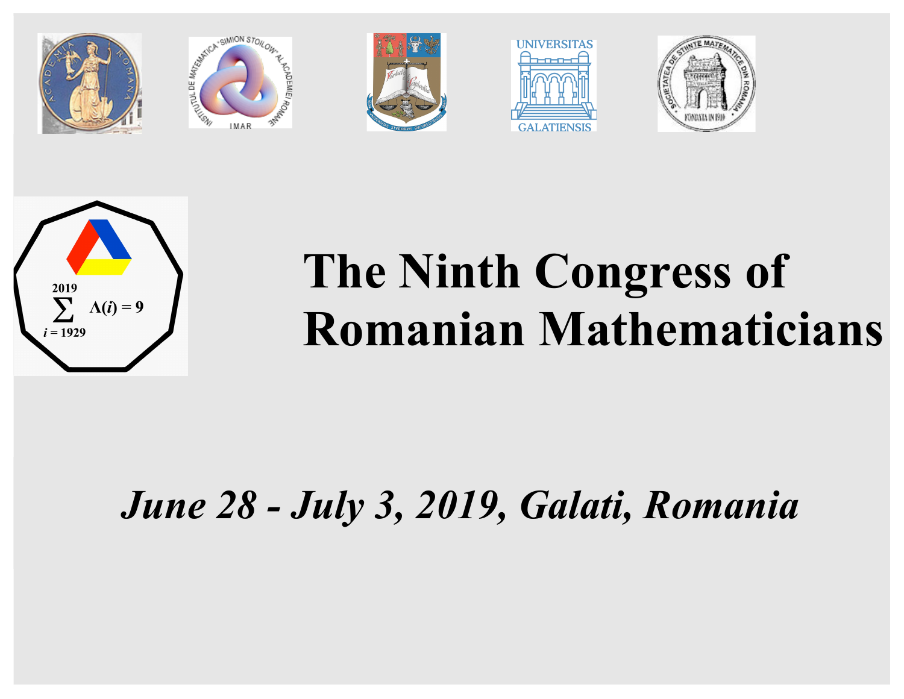# The Ninth Congress of Romanian Mathematicians

*June 28 - July 3, 2019, Galati, Romania*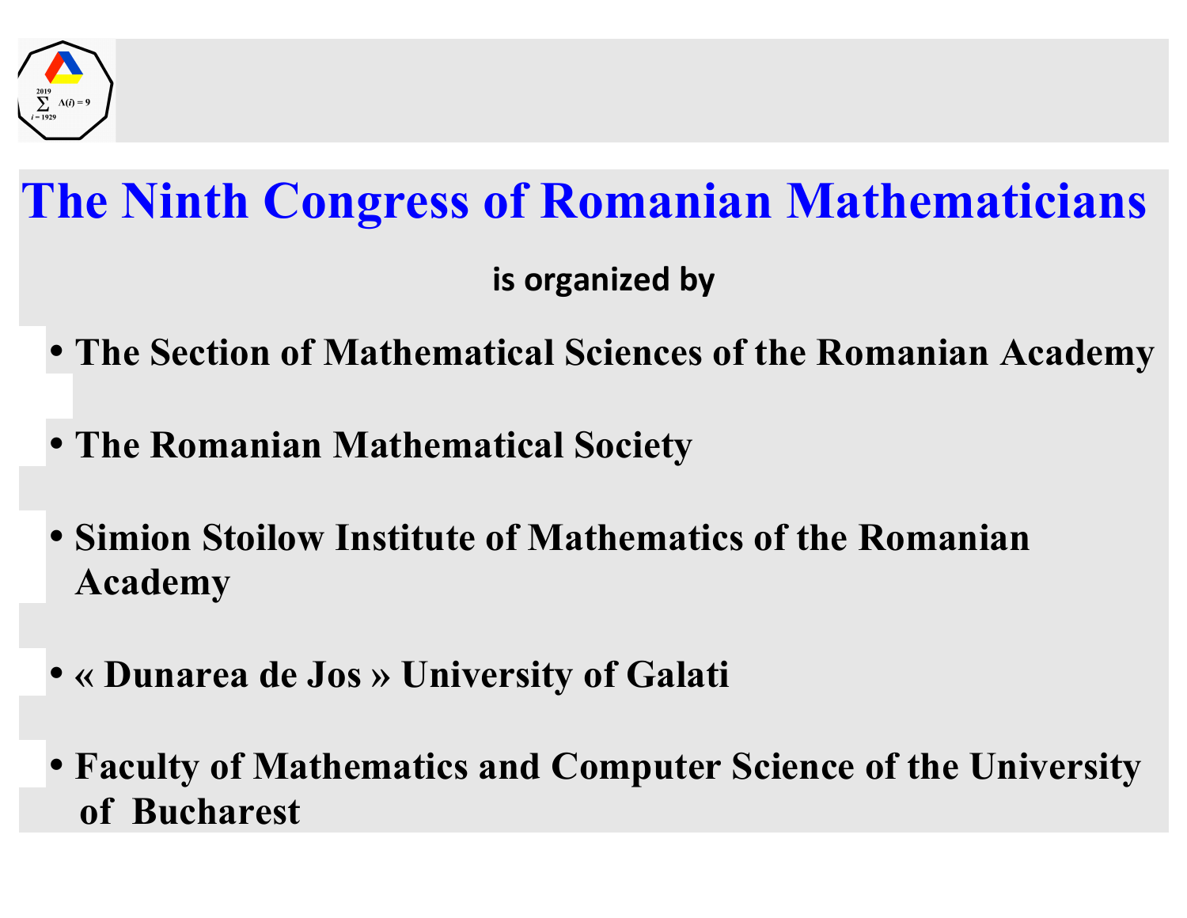# The Ninth Congress of Romanian Mathematicians

**is organized by**

- **The Section of Mathematical Sciences of the Romanian Academy**
- **The Romanian Mathematical Society**
- **Simion Stoilow Institute of Mathematics of the Romanian Academy**
- **« Dunarea de Jos » University of Galati**
- **Faculty of Mathematics and Computer Science of the University of Bucharest**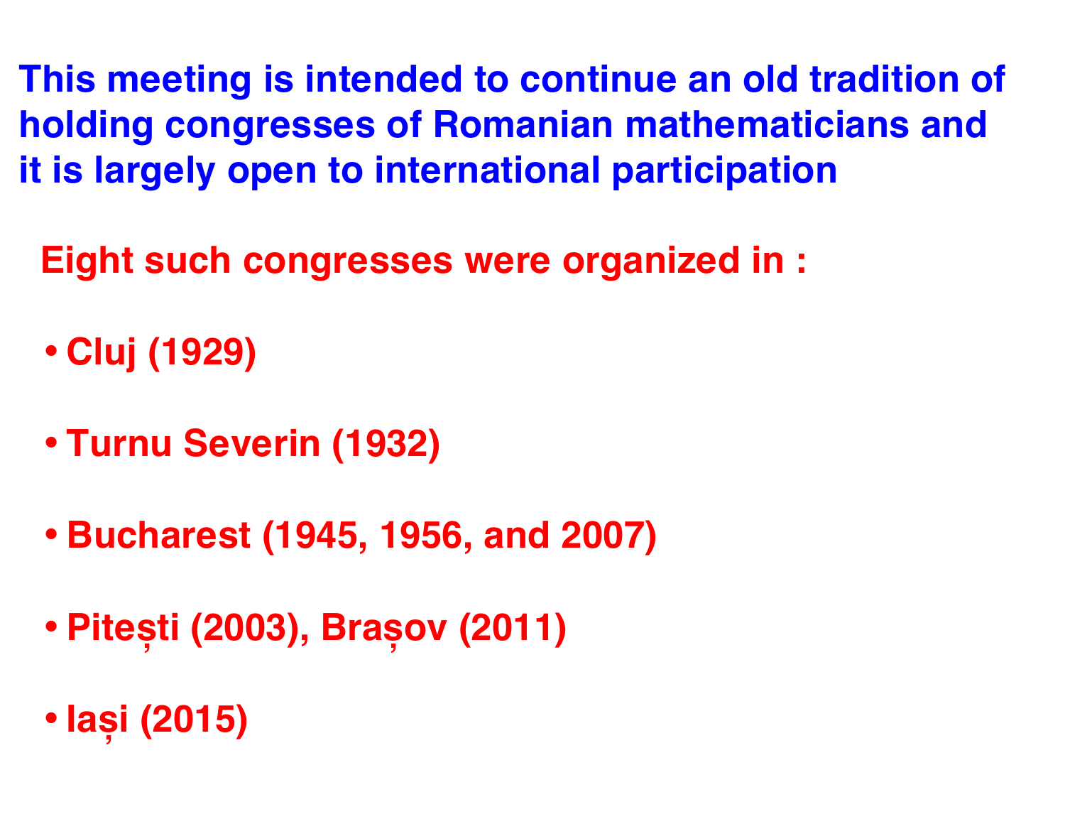**This meeting is intended to continue an old tradition of holding congresses of Romanian mathematicians and it is largely open to international participation**

**Eight such congresses were organized in :**

- **Cluj (1929)**
- **Turnu Severin (1932)**
- **Bucharest (1945, 1956, and 2007)**
- **Pitești (2003), Brașov (2011)**
- **Iași (2015)**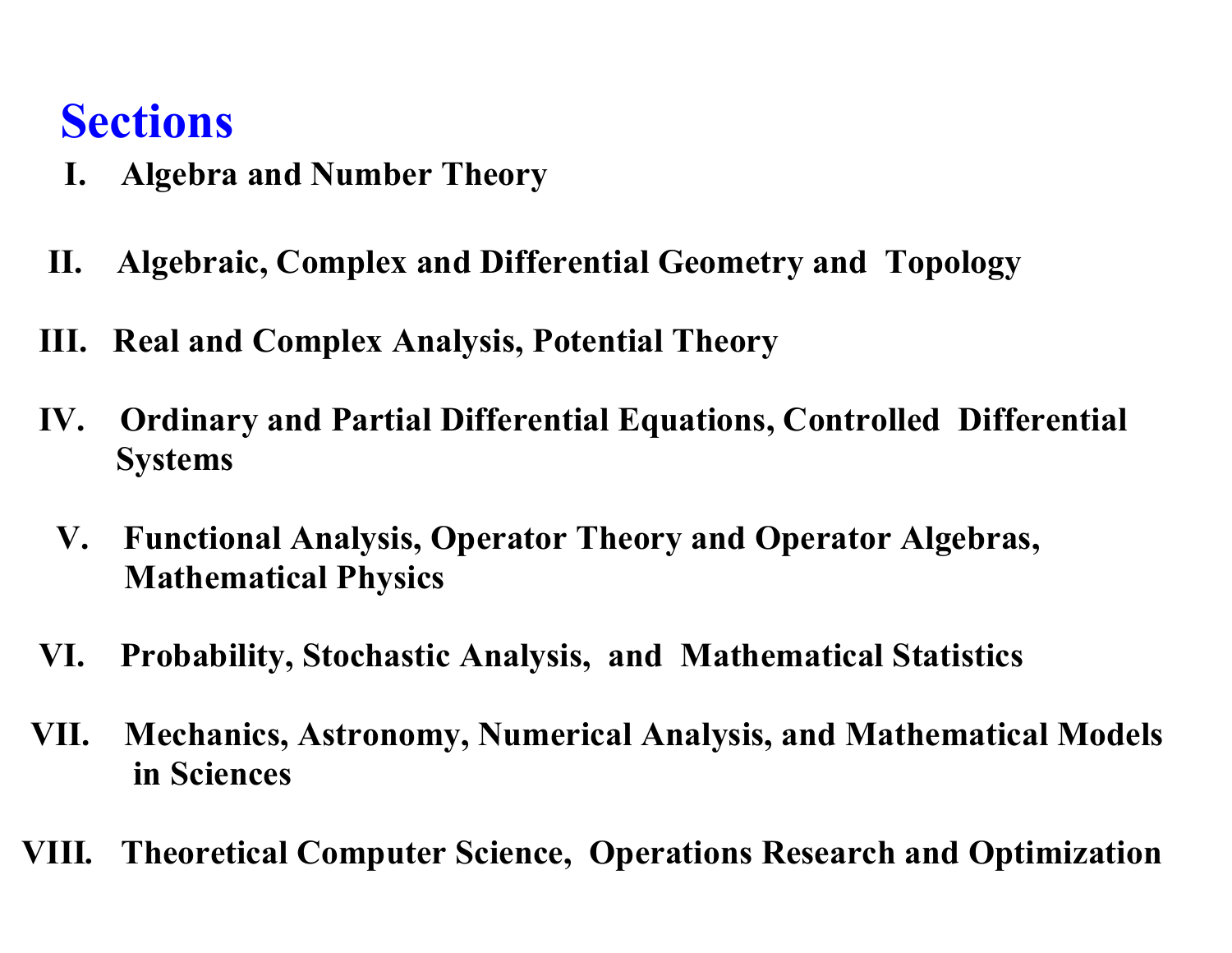# Sections

I. **Algebra and Number Theory**

II. **Algebraic, Complex and Differential Geometry and Topology**

III. **Real and Complex Analysis, Potential Theory**

IV. **Ordinary and Partial Differential Equations, Controlled Differential Systems**

V. **Functional Analysis, Operator Theory and Operator Algebras, Mathematical Physics**

VI. **Probability, Stochastic Analysis, and Mathematical Statistics**

VII. **Mechanics, Astronomy, Numerical Analysis, and Mathematical Models in Sciences**

VIII. **Theoretical Computer Science, Operations Research and Optimization**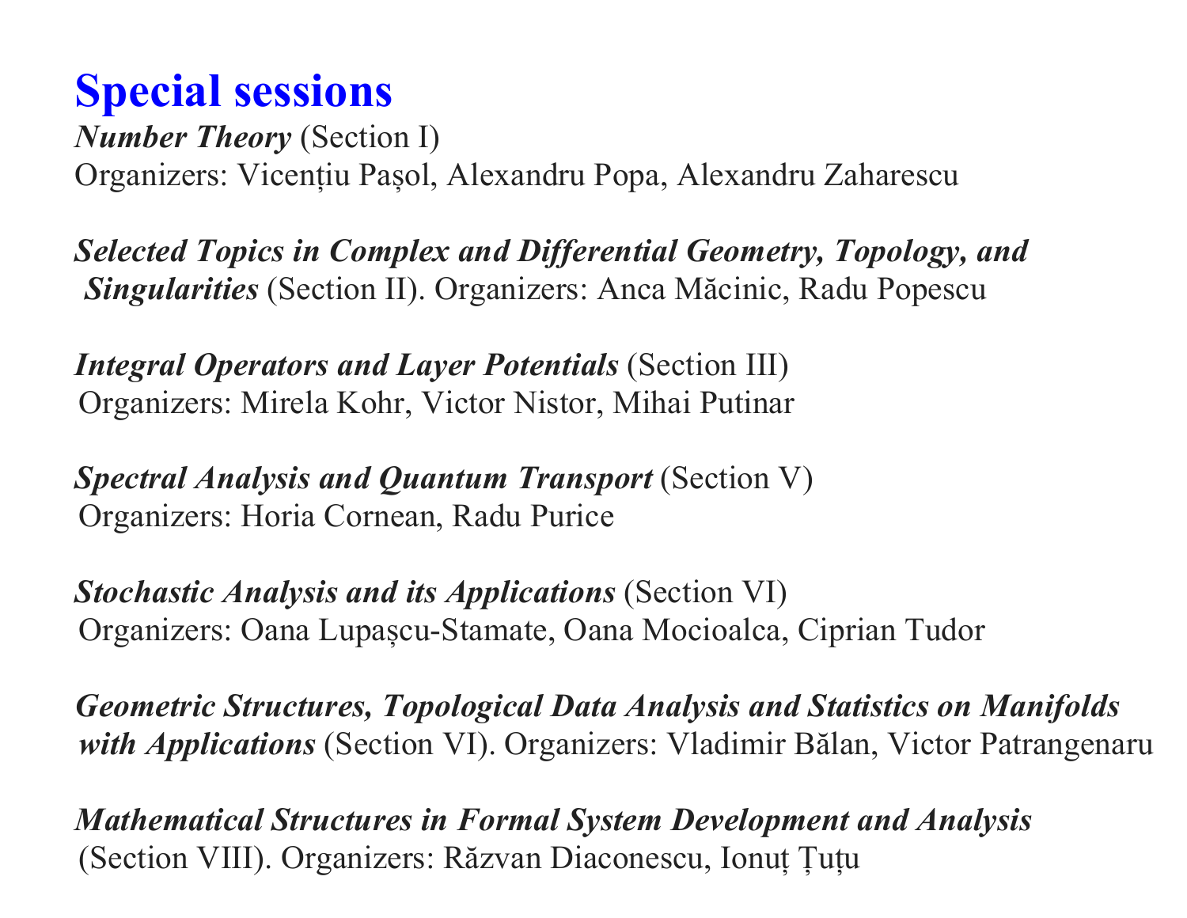# Special sessions

***Number Theory*** (Section I)
Organizers: Vicențiu Pașol, Alexandru Popa, Alexandru Zaharescu

***Selected Topics in Complex and Differential Geometry, Topology, and Singularities*** (Section II). Organizers: Anca Măcinic, Radu Popescu

***Integral Operators and Layer Potentials*** (Section III)
Organizers: Mirela Kohr, Victor Nistor, Mihai Putinar

***Spectral Analysis and Quantum Transport*** (Section V)
Organizers: Horia Cornean, Radu Purice

***Stochastic Analysis and its Applications*** (Section VI)
Organizers: Oana Lupașcu-Stamate, Oana Mocioalca, Ciprian Tudor

***Geometric Structures, Topological Data Analysis and Statistics on Manifolds with Applications*** (Section VI). Organizers: Vladimir Bălan, Victor Patrangenaru

***Mathematical Structures in Formal System Development and Analysis*** (Section VIII). Organizers: Răzvan Diaconescu, Ionuț Țuțu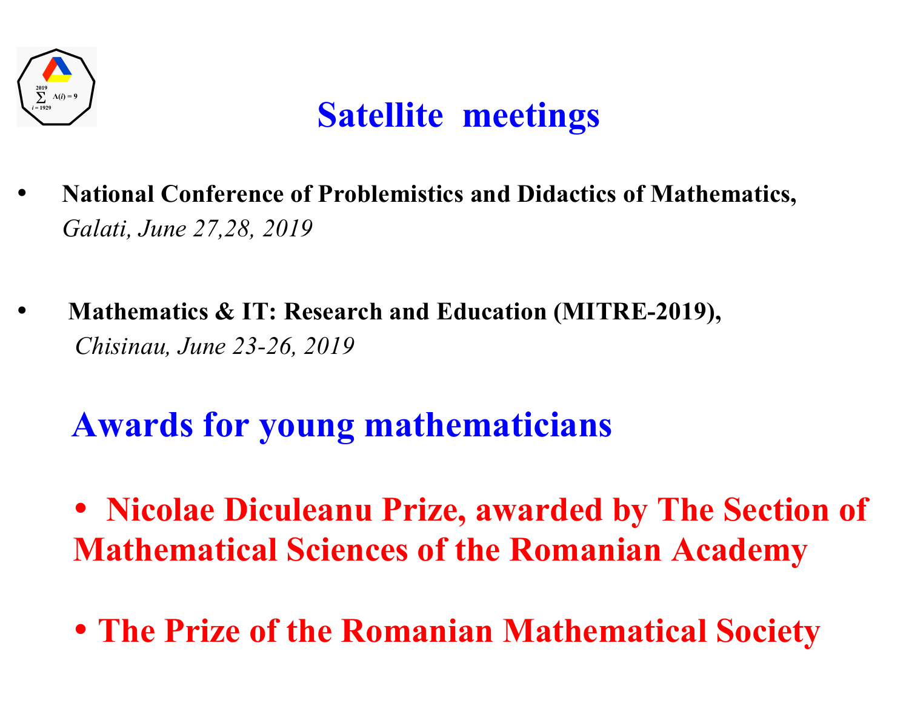## Satellite meetings

- **National Conference of Problemistics and Didactics of Mathematics,**
  *Galati, June 27,28, 2019*

- **Mathematics & IT: Research and Education (MITRE-2019),**
  *Chisinau, June 23-26, 2019*

## Awards for young mathematicians

- **Nicolae Diculeanu Prize, awarded by The Section of Mathematical Sciences of the Romanian Academy**

- **The Prize of the Romanian Mathematical Society**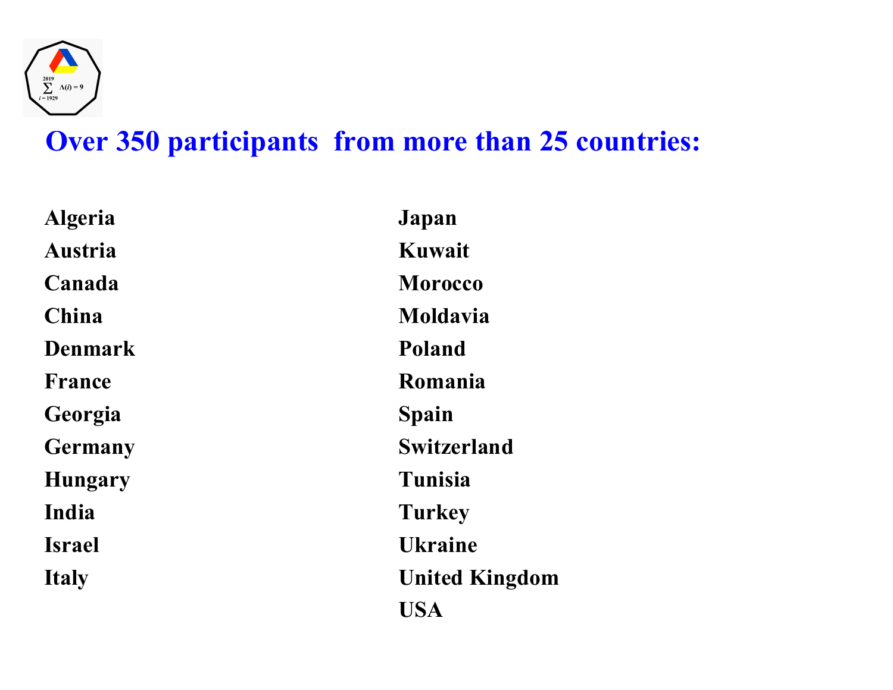## Over 350 participants from more than 25 countries:

- Algeria
- Austria
- Canada
- China
- Denmark
- France
- Georgia
- Germany
- Hungary
- India
- Israel
- Italy
- Japan
- Kuwait
- Morocco
- Moldavia
- Poland
- Romania
- Spain
- Switzerland
- Tunisia
- Turkey
- Ukraine
- United Kingdom
- USA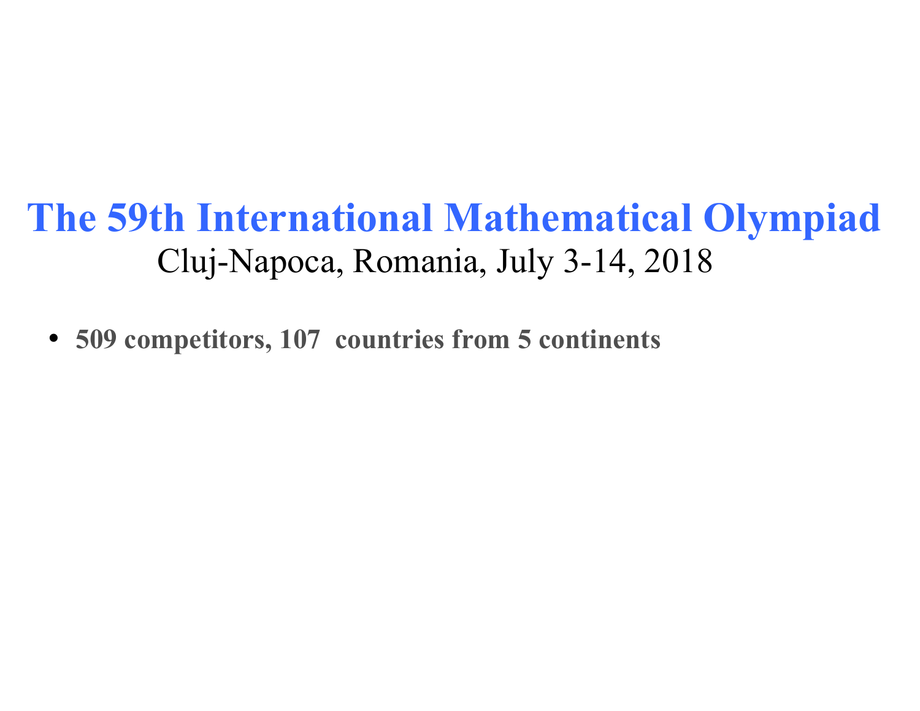# The 59th International Mathematical Olympiad

Cluj-Napoca, Romania, July 3-14, 2018

- **509 competitors, 107 countries from 5 continents**